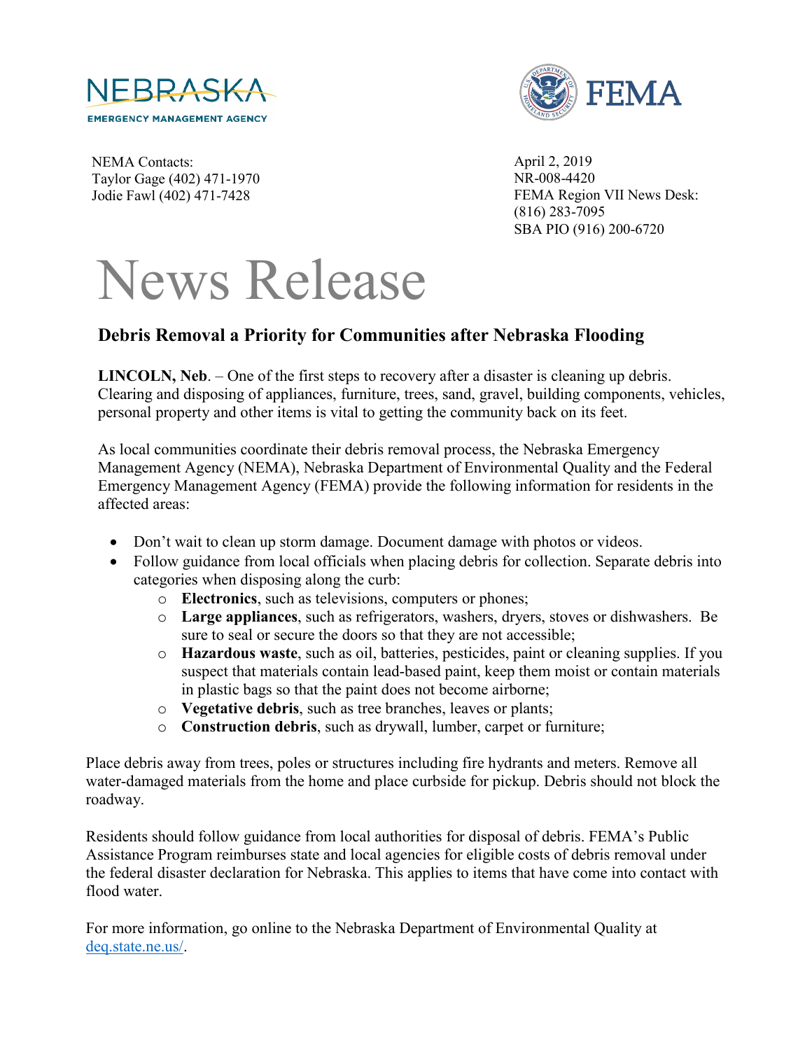NEBRASKA
EMERGENCY MANAGEMENT AGENCY

FEMA

NEMA Contacts:
Taylor Gage (402) 471-1970
Jodie Fawl (402) 471-7428

April 2, 2019
NR-008-4420
FEMA Region VII News Desk:
(816) 283-7095
SBA PIO (916) 200-6720

# News Release

## Debris Removal a Priority for Communities after Nebraska Flooding

**LINCOLN, Neb**. – One of the first steps to recovery after a disaster is cleaning up debris. Clearing and disposing of appliances, furniture, trees, sand, gravel, building components, vehicles, personal property and other items is vital to getting the community back on its feet.

As local communities coordinate their debris removal process, the Nebraska Emergency Management Agency (NEMA), Nebraska Department of Environmental Quality and the Federal Emergency Management Agency (FEMA) provide the following information for residents in the affected areas:

- Don't wait to clean up storm damage. Document damage with photos or videos.
- Follow guidance from local officials when placing debris for collection. Separate debris into categories when disposing along the curb:
    - **Electronics**, such as televisions, computers or phones;
    - **Large appliances**, such as refrigerators, washers, dryers, stoves or dishwashers. Be sure to seal or secure the doors so that they are not accessible;
    - **Hazardous waste**, such as oil, batteries, pesticides, paint or cleaning supplies. If you suspect that materials contain lead-based paint, keep them moist or contain materials in plastic bags so that the paint does not become airborne;
    - **Vegetative debris**, such as tree branches, leaves or plants;
    - **Construction debris**, such as drywall, lumber, carpet or furniture;

Place debris away from trees, poles or structures including fire hydrants and meters. Remove all water-damaged materials from the home and place curbside for pickup. Debris should not block the roadway.

Residents should follow guidance from local authorities for disposal of debris. FEMA's Public Assistance Program reimburses state and local agencies for eligible costs of debris removal under the federal disaster declaration for Nebraska. This applies to items that have come into contact with flood water.

For more information, go online to the Nebraska Department of Environmental Quality at [deq.state.ne.us/](deq.state.ne.us/).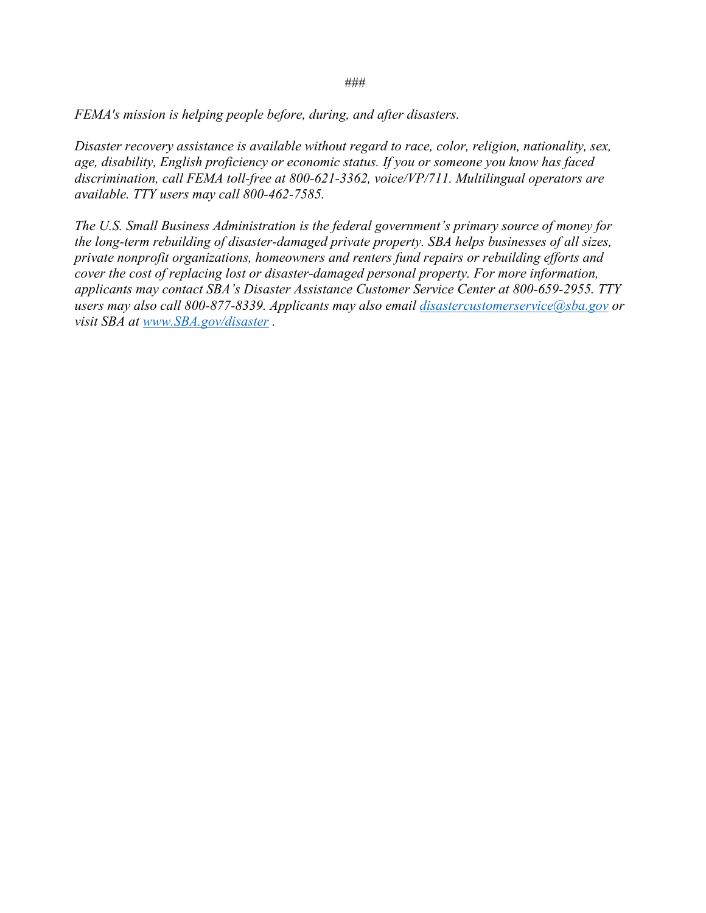###

*FEMA's mission is helping people before, during, and after disasters.*

*Disaster recovery assistance is available without regard to race, color, religion, nationality, sex, age, disability, English proficiency or economic status. If you or someone you know has faced discrimination, call FEMA toll-free at 800-621-3362, voice/VP/711. Multilingual operators are available. TTY users may call 800-462-7585.*

*The U.S. Small Business Administration is the federal government's primary source of money for the long-term rebuilding of disaster-damaged private property. SBA helps businesses of all sizes, private nonprofit organizations, homeowners and renters fund repairs or rebuilding efforts and cover the cost of replacing lost or disaster-damaged personal property. For more information, applicants may contact SBA's Disaster Assistance Customer Service Center at 800-659-2955. TTY users may also call 800-877-8339. Applicants may also email [disastercustomerservice@sba.gov](mailto:disastercustomerservice@sba.gov) or visit SBA at [www.SBA.gov/disaster](http://www.SBA.gov/disaster) .*